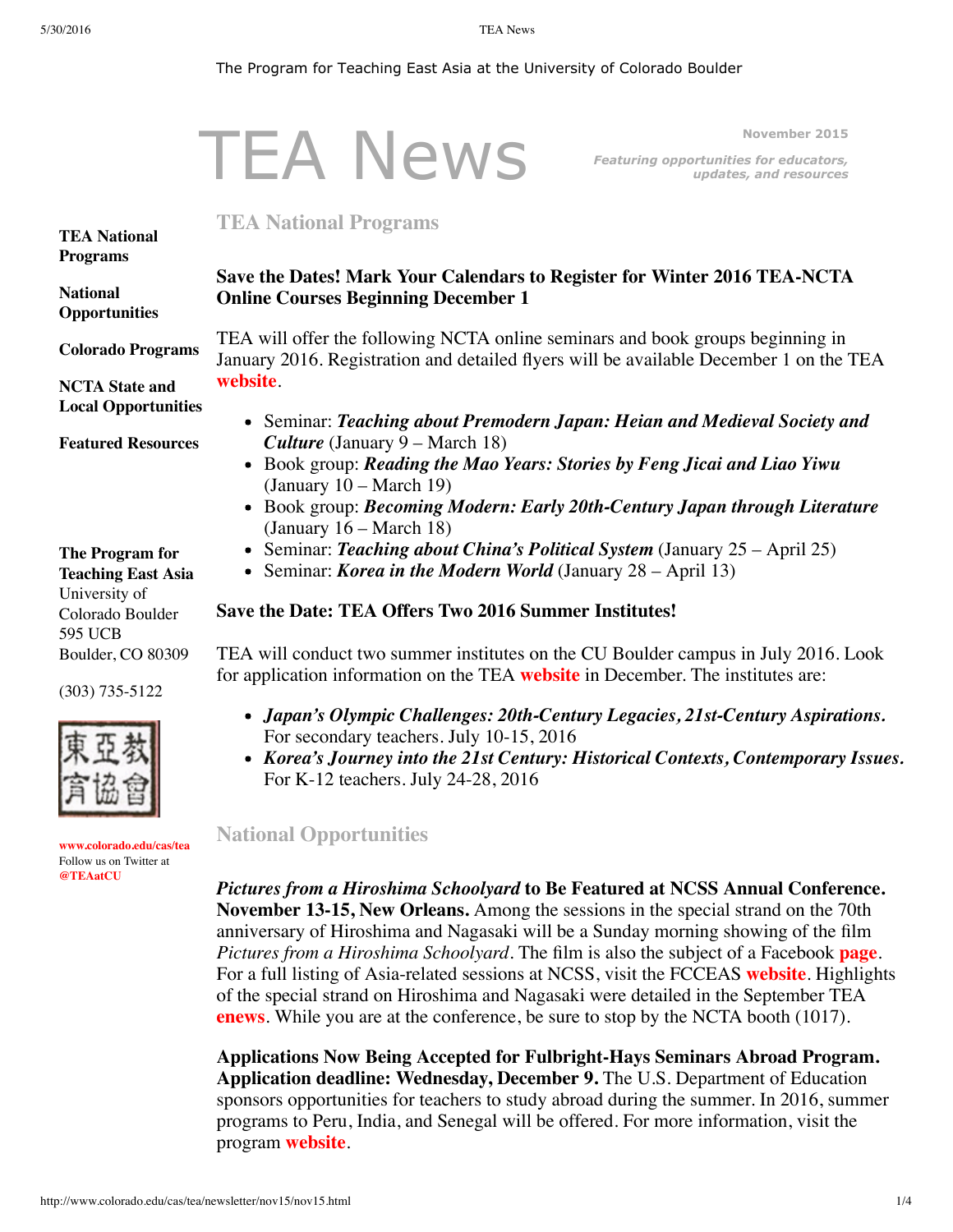The Program for Teaching East Asia at the University of Colorado Boulder

# TEA News

November 2015

*Featuring opportunities for educators, updates, and resources*

**TEA National Programs**

**National Opportunities**

**Colorado Programs**

**NCTA State and Local Opportunities**

**Featured Resources**

**The Program for Teaching East Asia**
University of Colorado Boulder
595 UCB
Boulder, CO 80309

(303) 735-5122

東亞教育協會

www.colorado.edu/cas/tea
Follow us on Twitter at @TEAatCU

## TEA National Programs

### Save the Dates! Mark Your Calendars to Register for Winter 2016 TEA-NCTA Online Courses Beginning December 1

TEA will offer the following NCTA online seminars and book groups beginning in January 2016. Registration and detailed flyers will be available December 1 on the TEA **website**.

- Seminar: ***Teaching about Premodern Japan: Heian and Medieval Society and Culture*** (January 9 – March 18)
- Book group: ***Reading the Mao Years: Stories by Feng Jicai and Liao Yiwu*** (January 10 – March 19)
- Book group: ***Becoming Modern: Early 20th-Century Japan through Literature*** (January 16 – March 18)
- Seminar: ***Teaching about China's Political System*** (January 25 – April 25)
- Seminar: ***Korea in the Modern World*** (January 28 – April 13)

### Save the Date: TEA Offers Two 2016 Summer Institutes!

TEA will conduct two summer institutes on the CU Boulder campus in July 2016. Look for application information on the TEA **website** in December. The institutes are:

- ***Japan's Olympic Challenges: 20th-Century Legacies, 21st-Century Aspirations.*** For secondary teachers. July 10-15, 2016
- ***Korea's Journey into the 21st Century: Historical Contexts, Contemporary Issues.*** For K-12 teachers. July 24-28, 2016

## National Opportunities

***Pictures from a Hiroshima Schoolyard* to Be Featured at NCSS Annual Conference. November 13-15, New Orleans.** Among the sessions in the special strand on the 70th anniversary of Hiroshima and Nagasaki will be a Sunday morning showing of the film *Pictures from a Hiroshima Schoolyard*. The film is also the subject of a Facebook **page**. For a full listing of Asia-related sessions at NCSS, visit the FCCEAS **website**. Highlights of the special strand on Hiroshima and Nagasaki were detailed in the September TEA **enews**. While you are at the conference, be sure to stop by the NCTA booth (1017).

**Applications Now Being Accepted for Fulbright-Hays Seminars Abroad Program. Application deadline: Wednesday, December 9.** The U.S. Department of Education sponsors opportunities for teachers to study abroad during the summer. In 2016, summer programs to Peru, India, and Senegal will be offered. For more information, visit the program **website**.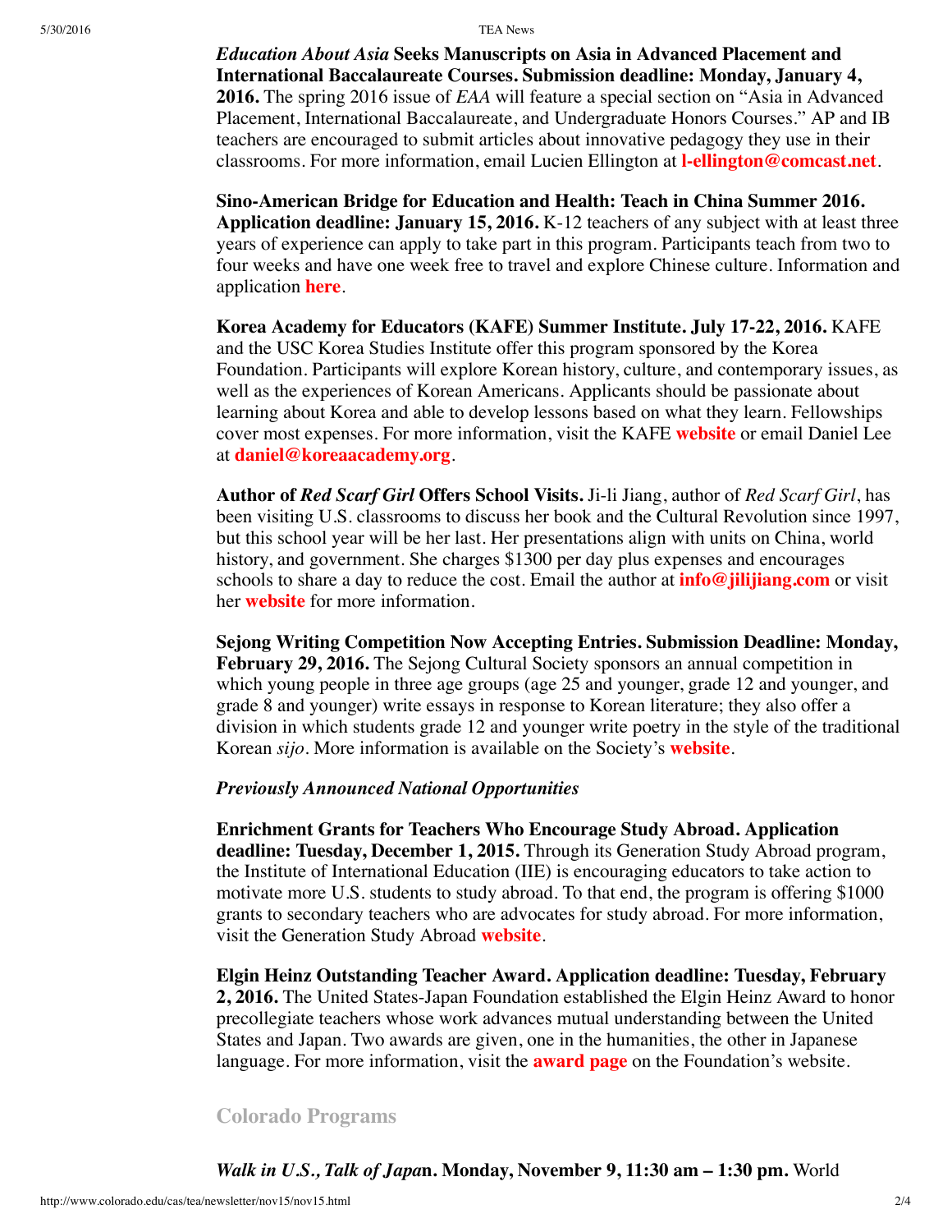***Education About Asia* Seeks Manuscripts on Asia in Advanced Placement and International Baccalaureate Courses. Submission deadline: Monday, January 4, 2016.** The spring 2016 issue of *EAA* will feature a special section on "Asia in Advanced Placement, International Baccalaureate, and Undergraduate Honors Courses." AP and IB teachers are encouraged to submit articles about innovative pedagogy they use in their classrooms. For more information, email Lucien Ellington at **l-ellington@comcast.net**.

**Sino-American Bridge for Education and Health: Teach in China Summer 2016. Application deadline: January 15, 2016.** K-12 teachers of any subject with at least three years of experience can apply to take part in this program. Participants teach from two to four weeks and have one week free to travel and explore Chinese culture. Information and application **here**.

**Korea Academy for Educators (KAFE) Summer Institute. July 17-22, 2016.** KAFE and the USC Korea Studies Institute offer this program sponsored by the Korea Foundation. Participants will explore Korean history, culture, and contemporary issues, as well as the experiences of Korean Americans. Applicants should be passionate about learning about Korea and able to develop lessons based on what they learn. Fellowships cover most expenses. For more information, visit the KAFE **website** or email Daniel Lee at **daniel@koreaacademy.org**.

**Author of *Red Scarf Girl* Offers School Visits.** Ji-li Jiang, author of *Red Scarf Girl*, has been visiting U.S. classrooms to discuss her book and the Cultural Revolution since 1997, but this school year will be her last. Her presentations align with units on China, world history, and government. She charges $1300 per day plus expenses and encourages schools to share a day to reduce the cost. Email the author at **info@jilijiang.com** or visit her **website** for more information.

**Sejong Writing Competition Now Accepting Entries. Submission Deadline: Monday, February 29, 2016.** The Sejong Cultural Society sponsors an annual competition in which young people in three age groups (age 25 and younger, grade 12 and younger, and grade 8 and younger) write essays in response to Korean literature; they also offer a division in which students grade 12 and younger write poetry in the style of the traditional Korean *sijo*. More information is available on the Society's **website**.

***Previously Announced National Opportunities***

**Enrichment Grants for Teachers Who Encourage Study Abroad. Application deadline: Tuesday, December 1, 2015.** Through its Generation Study Abroad program, the Institute of International Education (IIE) is encouraging educators to take action to motivate more U.S. students to study abroad. To that end, the program is offering $1000 grants to secondary teachers who are advocates for study abroad. For more information, visit the Generation Study Abroad **website**.

**Elgin Heinz Outstanding Teacher Award. Application deadline: Tuesday, February 2, 2016.** The United States-Japan Foundation established the Elgin Heinz Award to honor precollegiate teachers whose work advances mutual understanding between the United States and Japan. Two awards are given, one in the humanities, the other in Japanese language. For more information, visit the **award page** on the Foundation's website.

## Colorado Programs

***Walk in U.S., Talk of Japan*. Monday, November 9, 11:30 am – 1:30 pm.** World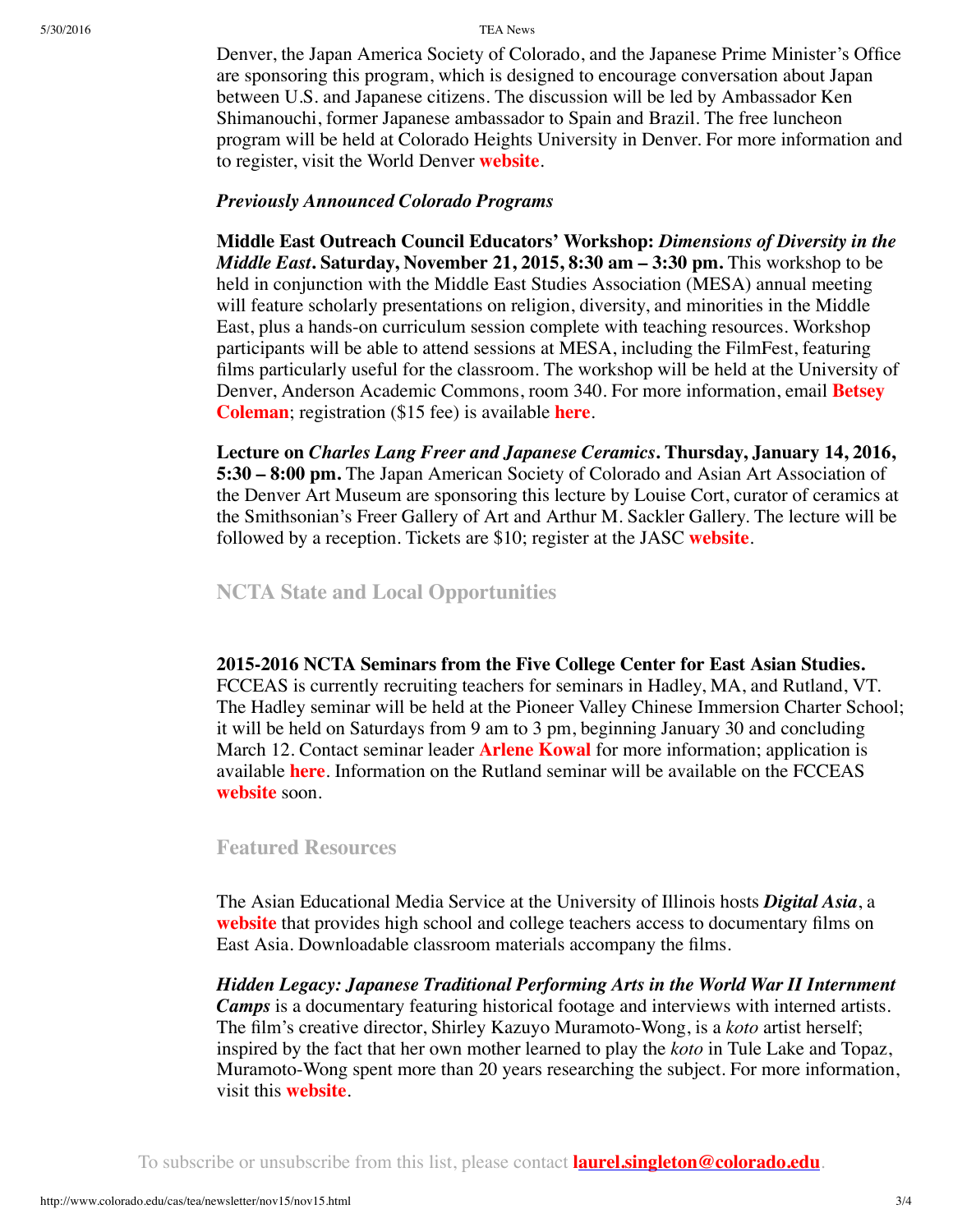Denver, the Japan America Society of Colorado, and the Japanese Prime Minister's Office are sponsoring this program, which is designed to encourage conversation about Japan between U.S. and Japanese citizens. The discussion will be led by Ambassador Ken Shimanouchi, former Japanese ambassador to Spain and Brazil. The free luncheon program will be held at Colorado Heights University in Denver. For more information and to register, visit the World Denver **website**.

***Previously Announced Colorado Programs***

**Middle East Outreach Council Educators' Workshop: *Dimensions of Diversity in the Middle East*. Saturday, November 21, 2015, 8:30 am – 3:30 pm.** This workshop to be held in conjunction with the Middle East Studies Association (MESA) annual meeting will feature scholarly presentations on religion, diversity, and minorities in the Middle East, plus a hands-on curriculum session complete with teaching resources. Workshop participants will be able to attend sessions at MESA, including the FilmFest, featuring films particularly useful for the classroom. The workshop will be held at the University of Denver, Anderson Academic Commons, room 340. For more information, email **Betsey Coleman**; registration ($15 fee) is available **here**.

**Lecture on *Charles Lang Freer and Japanese Ceramics*. Thursday, January 14, 2016, 5:30 – 8:00 pm.** The Japan American Society of Colorado and Asian Art Association of the Denver Art Museum are sponsoring this lecture by Louise Cort, curator of ceramics at the Smithsonian's Freer Gallery of Art and Arthur M. Sackler Gallery. The lecture will be followed by a reception. Tickets are $10; register at the JASC **website**.

## NCTA State and Local Opportunities

**2015-2016 NCTA Seminars from the Five College Center for East Asian Studies.** FCCEAS is currently recruiting teachers for seminars in Hadley, MA, and Rutland, VT. The Hadley seminar will be held at the Pioneer Valley Chinese Immersion Charter School; it will be held on Saturdays from 9 am to 3 pm, beginning January 30 and concluding March 12. Contact seminar leader **Arlene Kowal** for more information; application is available **here**. Information on the Rutland seminar will be available on the FCCEAS **website** soon.

## Featured Resources

The Asian Educational Media Service at the University of Illinois hosts ***Digital Asia***, a **website** that provides high school and college teachers access to documentary films on East Asia. Downloadable classroom materials accompany the films.

***Hidden Legacy: Japanese Traditional Performing Arts in the World War II Internment Camps*** is a documentary featuring historical footage and interviews with interned artists. The film's creative director, Shirley Kazuyo Muramoto-Wong, is a *koto* artist herself; inspired by the fact that her own mother learned to play the *koto* in Tule Lake and Topaz, Muramoto-Wong spent more than 20 years researching the subject. For more information, visit this **website**.

To subscribe or unsubscribe from this list, please contact **laurel.singleton@colorado.edu**.